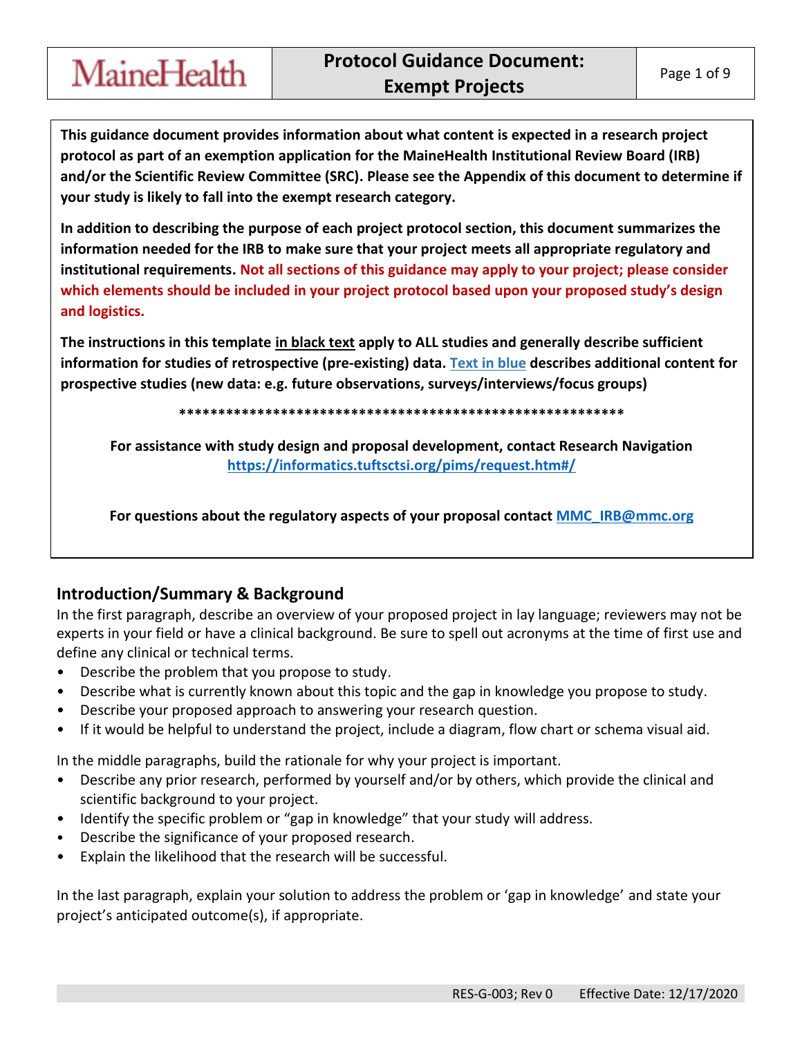# MaineHealth

## Protocol Guidance Document: Exempt Projects

**This guidance document provides information about what content is expected in a research project protocol as part of an exemption application for the MaineHealth Institutional Review Board (IRB) and/or the Scientific Review Committee (SRC). Please see the Appendix of this document to determine if your study is likely to fall into the exempt research category.**

**In addition to describing the purpose of each project protocol section, this document summarizes the information needed for the IRB to make sure that your project meets all appropriate regulatory and institutional requirements. Not all sections of this guidance may apply to your project; please consider which elements should be included in your project protocol based upon your proposed study's design and logistics.**

**The instructions in this template in black text apply to ALL studies and generally describe sufficient information for studies of retrospective (pre-existing) data. Text in blue describes additional content for prospective studies (new data: e.g. future observations, surveys/interviews/focus groups)**

**\*\*\*\*\*\*\*\*\*\*\*\*\*\*\*\*\*\*\*\*\*\*\*\*\*\*\*\*\*\*\*\*\*\*\*\*\*\*\*\*\*\*\*\*\*\*\*\*\*\*\*\*\*\*\*\*\*\*\***

**For assistance with study design and proposal development, contact Research Navigation https://informatics.tuftsctsi.org/pims/request.htm#/**

**For questions about the regulatory aspects of your proposal contact MMC_IRB@mmc.org**

## Introduction/Summary & Background

In the first paragraph, describe an overview of your proposed project in lay language; reviewers may not be experts in your field or have a clinical background. Be sure to spell out acronyms at the time of first use and define any clinical or technical terms.

- Describe the problem that you propose to study.
- Describe what is currently known about this topic and the gap in knowledge you propose to study.
- Describe your proposed approach to answering your research question.
- If it would be helpful to understand the project, include a diagram, flow chart or schema visual aid.

In the middle paragraphs, build the rationale for why your project is important.

- Describe any prior research, performed by yourself and/or by others, which provide the clinical and scientific background to your project.
- Identify the specific problem or "gap in knowledge" that your study will address.
- Describe the significance of your proposed research.
- Explain the likelihood that the research will be successful.

In the last paragraph, explain your solution to address the problem or 'gap in knowledge' and state your project's anticipated outcome(s), if appropriate.

RES-G-003; Rev 0 Effective Date: 12/17/2020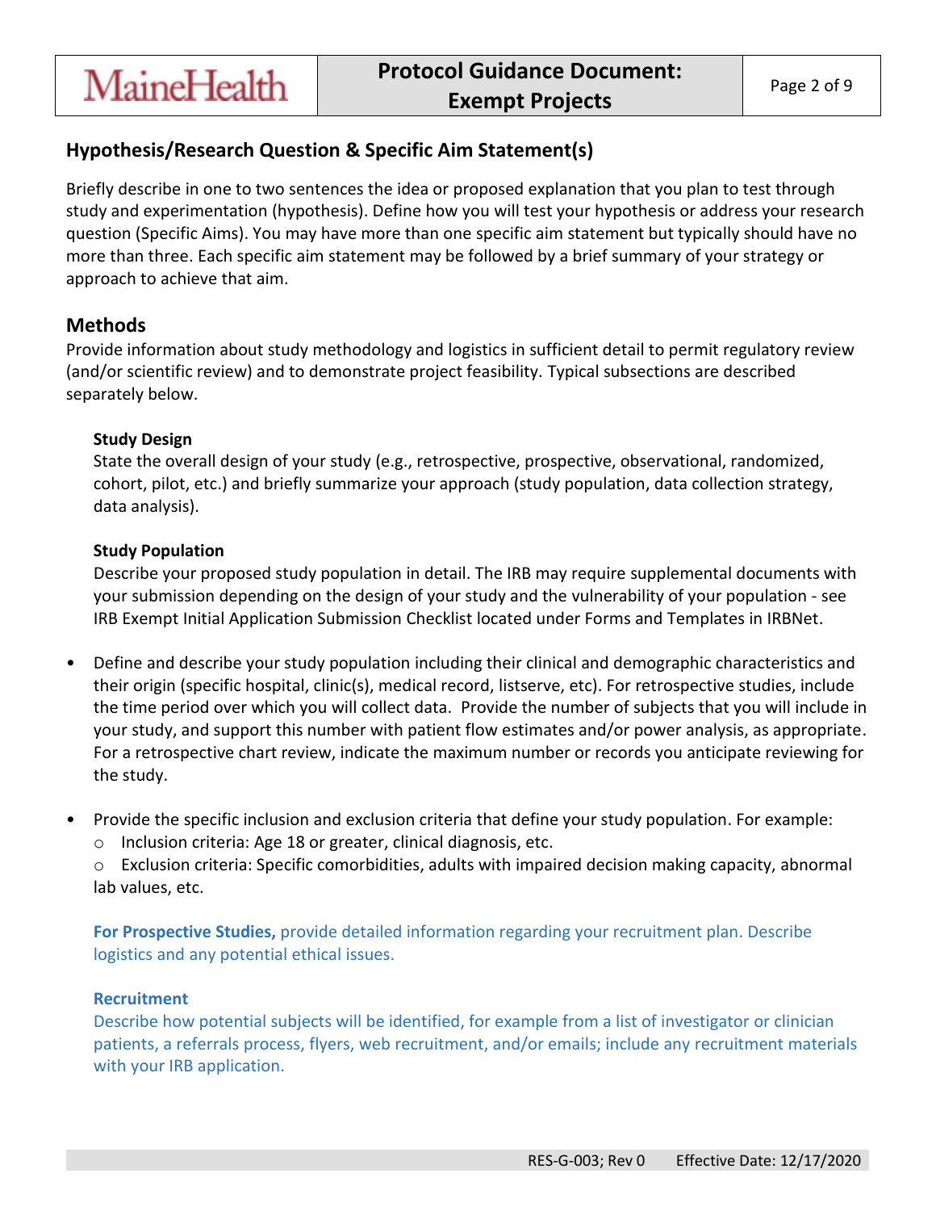## Hypothesis/Research Question & Specific Aim Statement(s)

Briefly describe in one to two sentences the idea or proposed explanation that you plan to test through study and experimentation (hypothesis). Define how you will test your hypothesis or address your research question (Specific Aims). You may have more than one specific aim statement but typically should have no more than three. Each specific aim statement may be followed by a brief summary of your strategy or approach to achieve that aim.

## Methods

Provide information about study methodology and logistics in sufficient detail to permit regulatory review (and/or scientific review) and to demonstrate project feasibility. Typical subsections are described separately below.

### Study Design

State the overall design of your study (e.g., retrospective, prospective, observational, randomized, cohort, pilot, etc.) and briefly summarize your approach (study population, data collection strategy, data analysis).

### Study Population

Describe your proposed study population in detail. The IRB may require supplemental documents with your submission depending on the design of your study and the vulnerability of your population - see IRB Exempt Initial Application Submission Checklist located under Forms and Templates in IRBNet.

- Define and describe your study population including their clinical and demographic characteristics and their origin (specific hospital, clinic(s), medical record, listserve, etc). For retrospective studies, include the time period over which you will collect data. Provide the number of subjects that you will include in your study, and support this number with patient flow estimates and/or power analysis, as appropriate. For a retrospective chart review, indicate the maximum number or records you anticipate reviewing for the study.
- Provide the specific inclusion and exclusion criteria that define your study population. For example:
  - Inclusion criteria: Age 18 or greater, clinical diagnosis, etc.
  - Exclusion criteria: Specific comorbidities, adults with impaired decision making capacity, abnormal lab values, etc.

**For Prospective Studies,** provide detailed information regarding your recruitment plan. Describe logistics and any potential ethical issues.

### Recruitment

Describe how potential subjects will be identified, for example from a list of investigator or clinician patients, a referrals process, flyers, web recruitment, and/or emails; include any recruitment materials with your IRB application.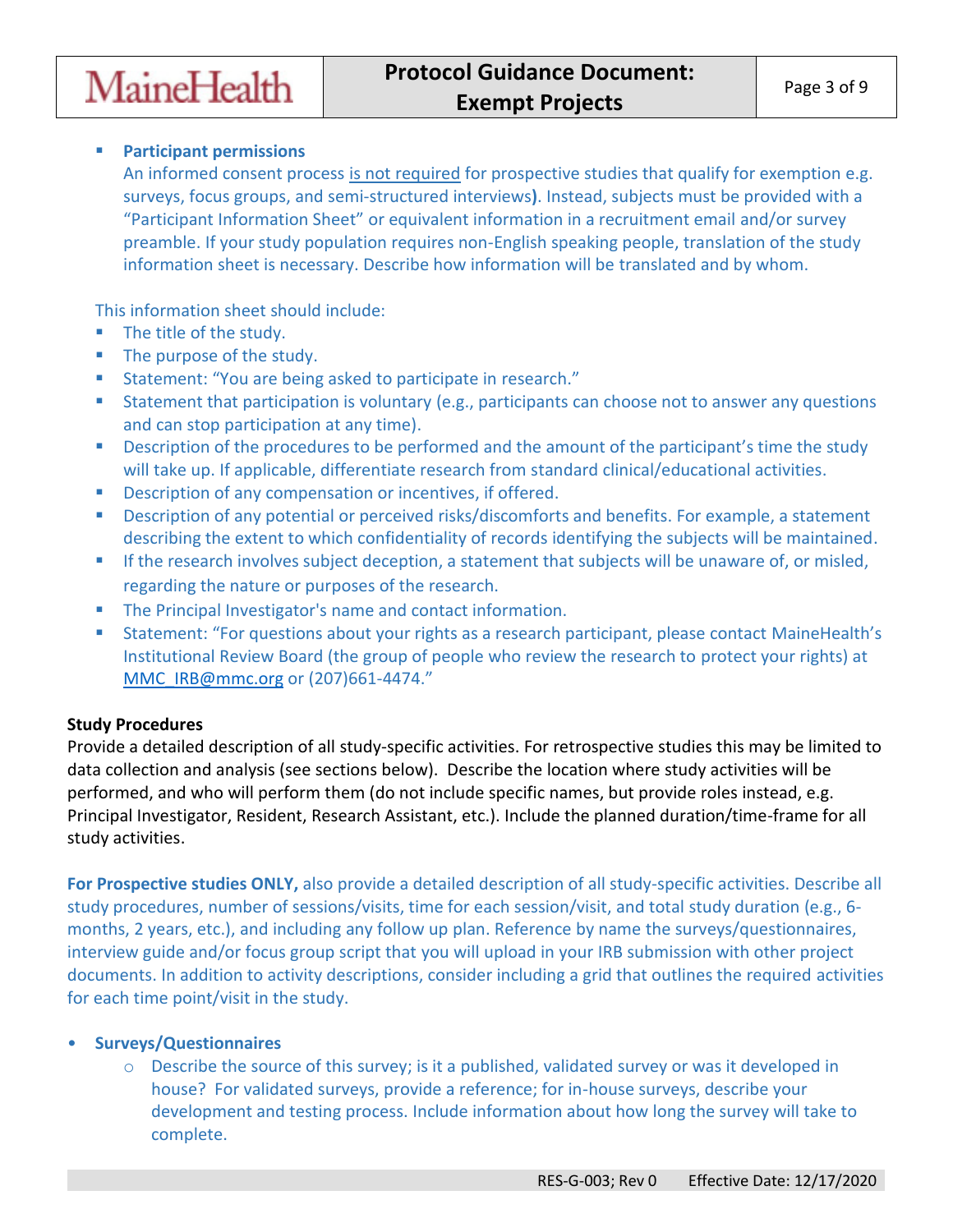- **Participant permissions**

  An informed consent process <u>is not required</u> for prospective studies that qualify for exemption e.g. surveys, focus groups, and semi-structured interviews**)**. Instead, subjects must be provided with a "Participant Information Sheet" or equivalent information in a recruitment email and/or survey preamble. If your study population requires non-English speaking people, translation of the study information sheet is necessary. Describe how information will be translated and by whom.

This information sheet should include:

- The title of the study.
- The purpose of the study.
- Statement: "You are being asked to participate in research."
- Statement that participation is voluntary (e.g., participants can choose not to answer any questions and can stop participation at any time).
- Description of the procedures to be performed and the amount of the participant's time the study will take up. If applicable, differentiate research from standard clinical/educational activities.
- Description of any compensation or incentives, if offered.
- Description of any potential or perceived risks/discomforts and benefits. For example, a statement describing the extent to which confidentiality of records identifying the subjects will be maintained.
- If the research involves subject deception, a statement that subjects will be unaware of, or misled, regarding the nature or purposes of the research.
- The Principal Investigator's name and contact information.
- Statement: "For questions about your rights as a research participant, please contact MaineHealth's Institutional Review Board (the group of people who review the research to protect your rights) at MMC_IRB@mmc.org or (207)661-4474."

**Study Procedures**

Provide a detailed description of all study-specific activities. For retrospective studies this may be limited to data collection and analysis (see sections below). Describe the location where study activities will be performed, and who will perform them (do not include specific names, but provide roles instead, e.g. Principal Investigator, Resident, Research Assistant, etc.). Include the planned duration/time-frame for all study activities.

**For Prospective studies ONLY,** also provide a detailed description of all study-specific activities. Describe all study procedures, number of sessions/visits, time for each session/visit, and total study duration (e.g., 6-months, 2 years, etc.), and including any follow up plan. Reference by name the surveys/questionnaires, interview guide and/or focus group script that you will upload in your IRB submission with other project documents. In addition to activity descriptions, consider including a grid that outlines the required activities for each time point/visit in the study.

- **Surveys/Questionnaires**
  - Describe the source of this survey; is it a published, validated survey or was it developed in house? For validated surveys, provide a reference; for in-house surveys, describe your development and testing process. Include information about how long the survey will take to complete.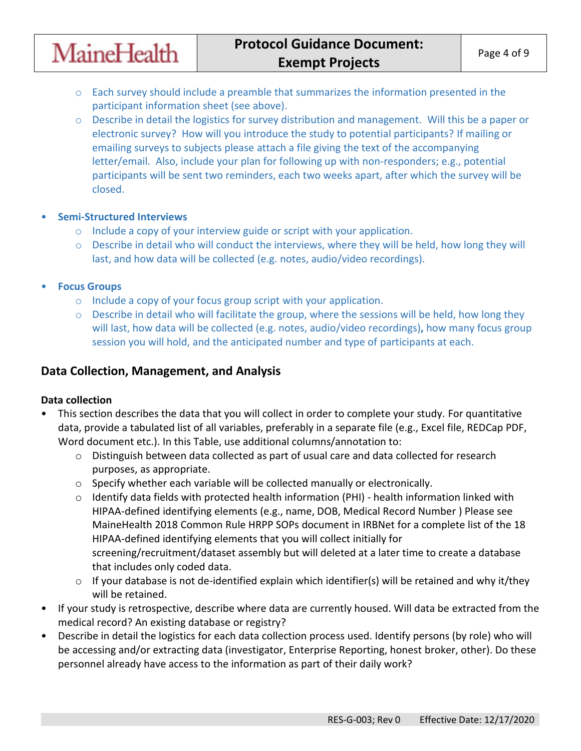- Each survey should include a preamble that summarizes the information presented in the participant information sheet (see above).
- Describe in detail the logistics for survey distribution and management. Will this be a paper or electronic survey? How will you introduce the study to potential participants? If mailing or emailing surveys to subjects please attach a file giving the text of the accompanying letter/email. Also, include your plan for following up with non-responders; e.g., potential participants will be sent two reminders, each two weeks apart, after which the survey will be closed.

- **Semi-Structured Interviews**
  - Include a copy of your interview guide or script with your application.
  - Describe in detail who will conduct the interviews, where they will be held, how long they will last, and how data will be collected (e.g. notes, audio/video recordings).

- **Focus Groups**
  - Include a copy of your focus group script with your application.
  - Describe in detail who will facilitate the group, where the sessions will be held, how long they will last, how data will be collected (e.g. notes, audio/video recordings)**,** how many focus group session you will hold, and the anticipated number and type of participants at each.

## Data Collection, Management, and Analysis

**Data collection**

- This section describes the data that you will collect in order to complete your study. For quantitative data, provide a tabulated list of all variables, preferably in a separate file (e.g., Excel file, REDCap PDF, Word document etc.). In this Table, use additional columns/annotation to:
  - Distinguish between data collected as part of usual care and data collected for research purposes, as appropriate.
  - Specify whether each variable will be collected manually or electronically.
  - Identify data fields with protected health information (PHI) - health information linked with HIPAA-defined identifying elements (e.g., name, DOB, Medical Record Number ) Please see MaineHealth 2018 Common Rule HRPP SOPs document in IRBNet for a complete list of the 18 HIPAA-defined identifying elements that you will collect initially for screening/recruitment/dataset assembly but will deleted at a later time to create a database that includes only coded data.
  - If your database is not de-identified explain which identifier(s) will be retained and why it/they will be retained.
- If your study is retrospective, describe where data are currently housed. Will data be extracted from the medical record? An existing database or registry?
- Describe in detail the logistics for each data collection process used. Identify persons (by role) who will be accessing and/or extracting data (investigator, Enterprise Reporting, honest broker, other). Do these personnel already have access to the information as part of their daily work?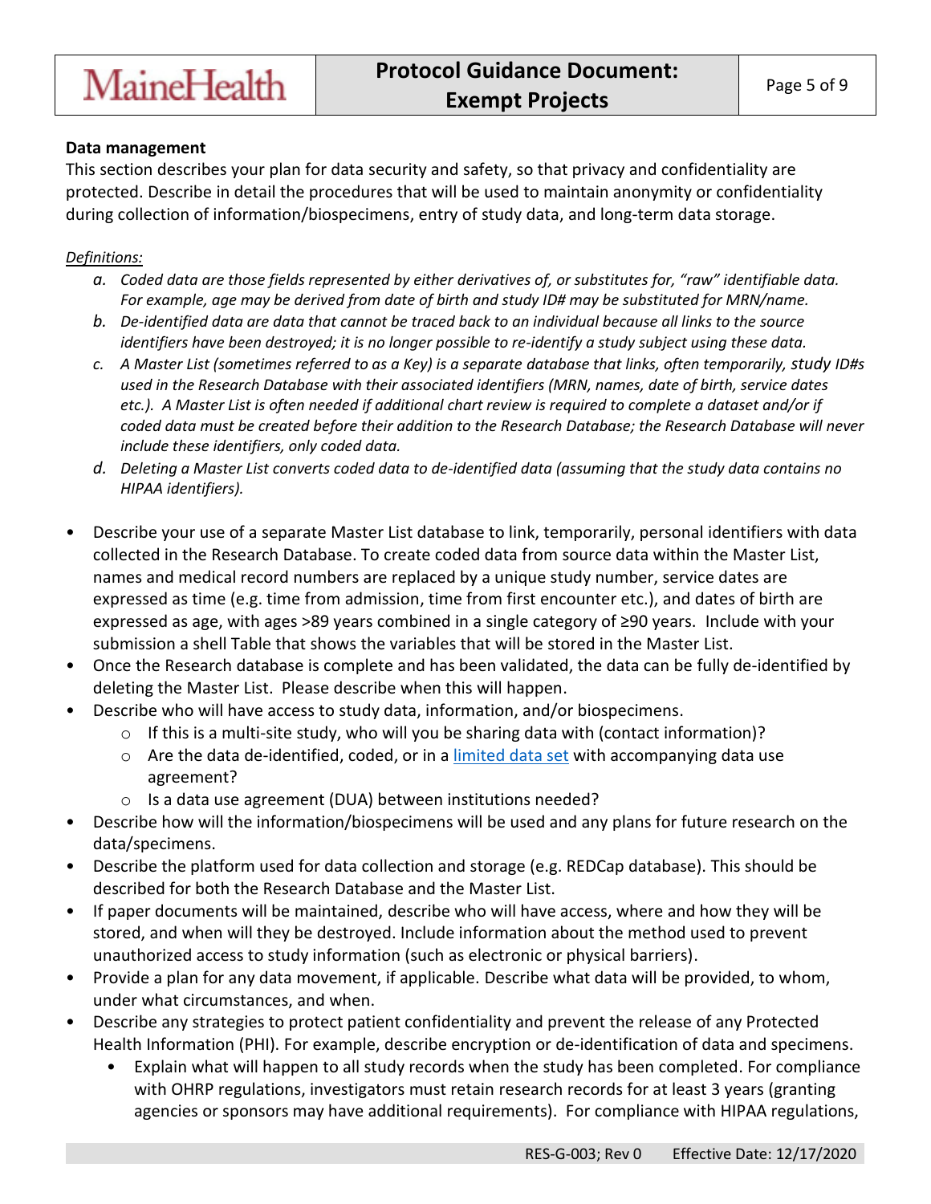**Data management**

This section describes your plan for data security and safety, so that privacy and confidentiality are protected. Describe in detail the procedures that will be used to maintain anonymity or confidentiality during collection of information/biospecimens, entry of study data, and long-term data storage.

*Definitions:*

a. *Coded data are those fields represented by either derivatives of, or substitutes for, "raw" identifiable data. For example, age may be derived from date of birth and study ID# may be substituted for MRN/name.*
b. *De-identified data are data that cannot be traced back to an individual because all links to the source identifiers have been destroyed; it is no longer possible to re-identify a study subject using these data.*
c. *A Master List (sometimes referred to as a Key) is a separate database that links, often temporarily, study ID#s used in the Research Database with their associated identifiers (MRN, names, date of birth, service dates etc.). A Master List is often needed if additional chart review is required to complete a dataset and/or if coded data must be created before their addition to the Research Database; the Research Database will never include these identifiers, only coded data.*
d. *Deleting a Master List converts coded data to de-identified data (assuming that the study data contains no HIPAA identifiers).*

- Describe your use of a separate Master List database to link, temporarily, personal identifiers with data collected in the Research Database. To create coded data from source data within the Master List, names and medical record numbers are replaced by a unique study number, service dates are expressed as time (e.g. time from admission, time from first encounter etc.), and dates of birth are expressed as age, with ages >89 years combined in a single category of ≥90 years. Include with your submission a shell Table that shows the variables that will be stored in the Master List.
- Once the Research database is complete and has been validated, the data can be fully de-identified by deleting the Master List. Please describe when this will happen.
- Describe who will have access to study data, information, and/or biospecimens.
  - If this is a multi-site study, who will you be sharing data with (contact information)?
  - Are the data de-identified, coded, or in a limited data set with accompanying data use agreement?
  - Is a data use agreement (DUA) between institutions needed?
- Describe how will the information/biospecimens will be used and any plans for future research on the data/specimens.
- Describe the platform used for data collection and storage (e.g. REDCap database). This should be described for both the Research Database and the Master List.
- If paper documents will be maintained, describe who will have access, where and how they will be stored, and when will they be destroyed. Include information about the method used to prevent unauthorized access to study information (such as electronic or physical barriers).
- Provide a plan for any data movement, if applicable. Describe what data will be provided, to whom, under what circumstances, and when.
- Describe any strategies to protect patient confidentiality and prevent the release of any Protected Health Information (PHI). For example, describe encryption or de-identification of data and specimens.
  - Explain what will happen to all study records when the study has been completed. For compliance with OHRP regulations, investigators must retain research records for at least 3 years (granting agencies or sponsors may have additional requirements). For compliance with HIPAA regulations,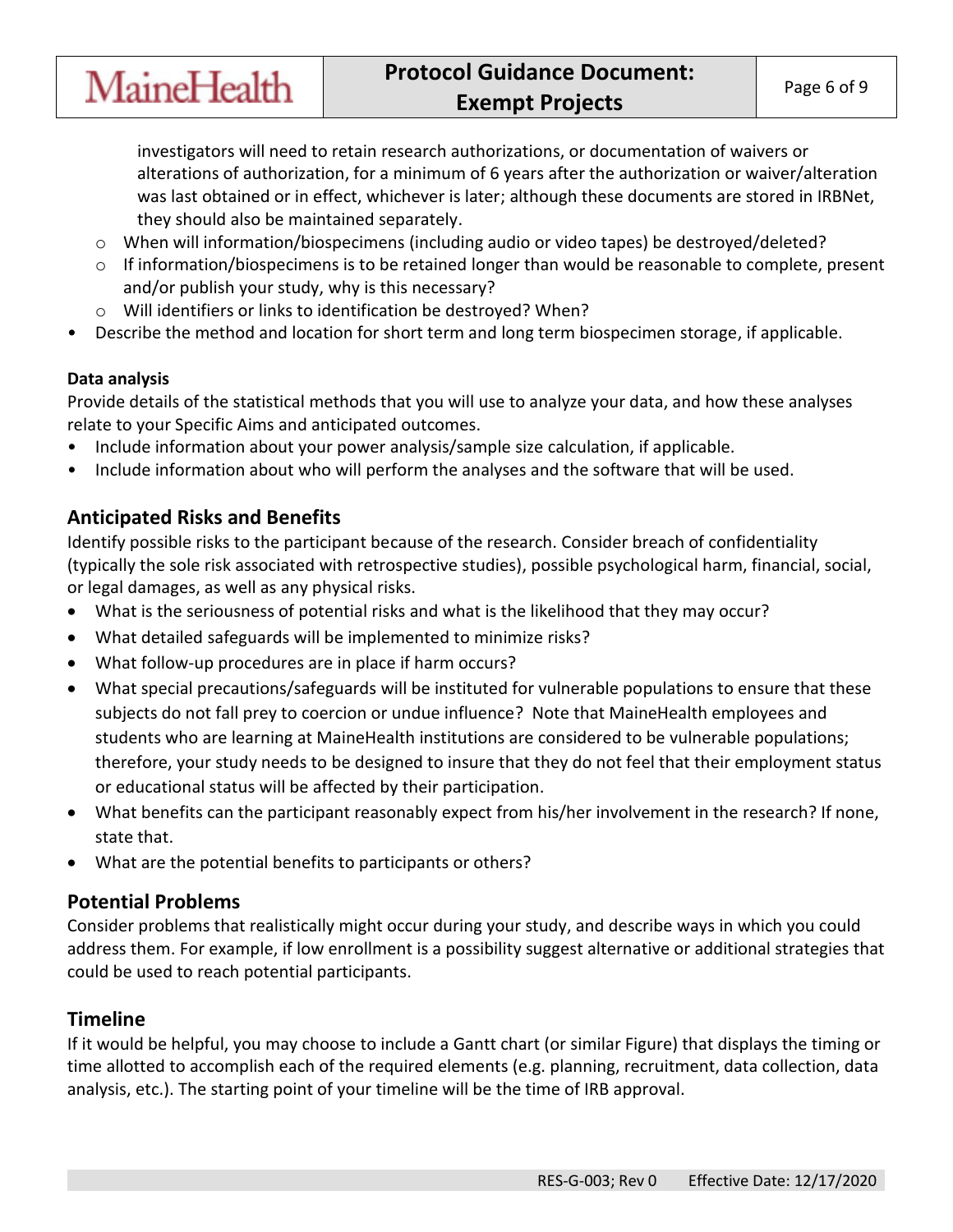investigators will need to retain research authorizations, or documentation of waivers or alterations of authorization, for a minimum of 6 years after the authorization or waiver/alteration was last obtained or in effect, whichever is later; although these documents are stored in IRBNet, they should also be maintained separately.

  - When will information/biospecimens (including audio or video tapes) be destroyed/deleted?
  - If information/biospecimens is to be retained longer than would be reasonable to complete, present and/or publish your study, why is this necessary?
  - Will identifiers or links to identification be destroyed? When?
- Describe the method and location for short term and long term biospecimen storage, if applicable.

**Data analysis**

Provide details of the statistical methods that you will use to analyze your data, and how these analyses relate to your Specific Aims and anticipated outcomes.

- Include information about your power analysis/sample size calculation, if applicable.
- Include information about who will perform the analyses and the software that will be used.

## Anticipated Risks and Benefits

Identify possible risks to the participant because of the research. Consider breach of confidentiality (typically the sole risk associated with retrospective studies), possible psychological harm, financial, social, or legal damages, as well as any physical risks.

- What is the seriousness of potential risks and what is the likelihood that they may occur?
- What detailed safeguards will be implemented to minimize risks?
- What follow-up procedures are in place if harm occurs?
- What special precautions/safeguards will be instituted for vulnerable populations to ensure that these subjects do not fall prey to coercion or undue influence? Note that MaineHealth employees and students who are learning at MaineHealth institutions are considered to be vulnerable populations; therefore, your study needs to be designed to insure that they do not feel that their employment status or educational status will be affected by their participation.
- What benefits can the participant reasonably expect from his/her involvement in the research? If none, state that.
- What are the potential benefits to participants or others?

## Potential Problems

Consider problems that realistically might occur during your study, and describe ways in which you could address them. For example, if low enrollment is a possibility suggest alternative or additional strategies that could be used to reach potential participants.

## Timeline

If it would be helpful, you may choose to include a Gantt chart (or similar Figure) that displays the timing or time allotted to accomplish each of the required elements (e.g. planning, recruitment, data collection, data analysis, etc.). The starting point of your timeline will be the time of IRB approval.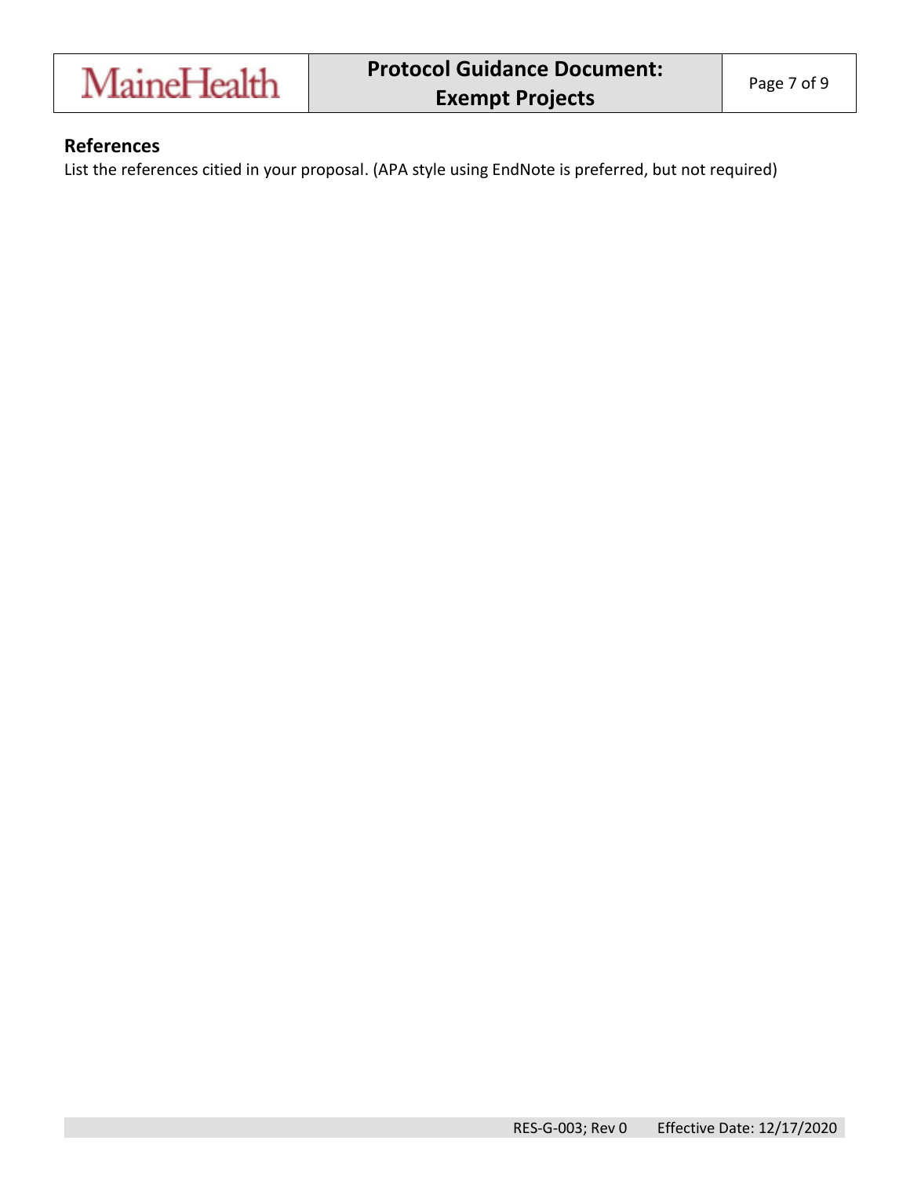## References

List the references citied in your proposal. (APA style using EndNote is preferred, but not required)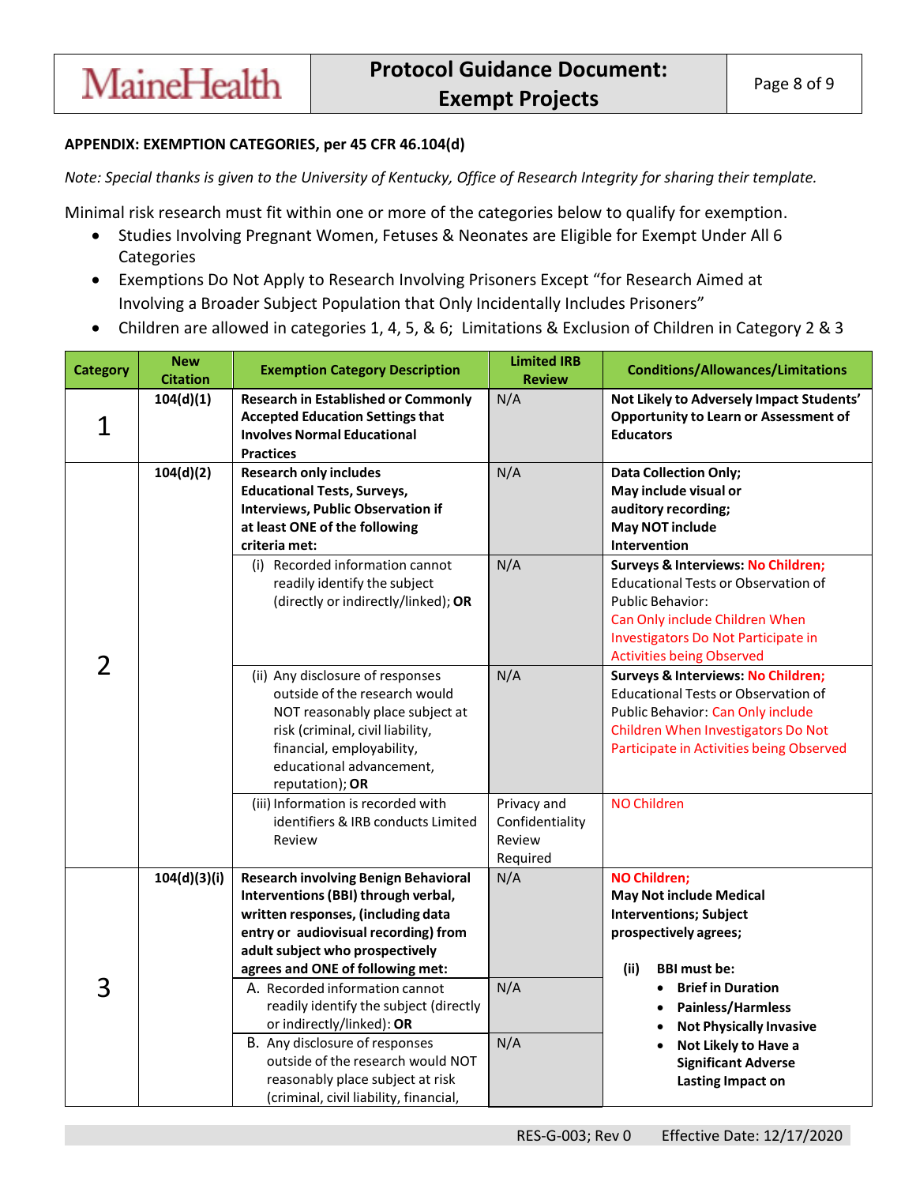**APPENDIX: EXEMPTION CATEGORIES, per 45 CFR 46.104(d)**

*Note: Special thanks is given to the University of Kentucky, Office of Research Integrity for sharing their template.*

Minimal risk research must fit within one or more of the categories below to qualify for exemption.

- Studies Involving Pregnant Women, Fetuses & Neonates are Eligible for Exempt Under All 6 Categories
- Exemptions Do Not Apply to Research Involving Prisoners Except "for Research Aimed at Involving a Broader Subject Population that Only Incidentally Includes Prisoners"
- Children are allowed in categories 1, 4, 5, & 6; Limitations & Exclusion of Children in Category 2 & 3

| Category | New Citation | Exemption Category Description | Limited IRB Review | Conditions/Allowances/Limitations |
|---|---|---|---|---|
| 1 | 104(d)(1) | **Research in Established or Commonly Accepted Education Settings that Involves Normal Educational Practices** | N/A | **Not Likely to Adversely Impact Students' Opportunity to Learn or Assessment of Educators** |
| 2 | 104(d)(2) | **Research only includes Educational Tests, Surveys, Interviews, Public Observation if at least ONE of the following criteria met:** | N/A | **Data Collection Only; May include visual or auditory recording; May NOT include Intervention** |
| | | (i) Recorded information cannot readily identify the subject (directly or indirectly/linked); **OR** | N/A | **Surveys & Interviews: No Children;** Educational Tests or Observation of Public Behavior: Can Only include Children When Investigators Do Not Participate in Activities being Observed |
| | | (ii) Any disclosure of responses outside of the research would NOT reasonably place subject at risk (criminal, civil liability, financial, employability, educational advancement, reputation); **OR** | N/A | **Surveys & Interviews: No Children;** Educational Tests or Observation of Public Behavior: Can Only include Children When Investigators Do Not Participate in Activities being Observed |
| | | (iii) Information is recorded with identifiers & IRB conducts Limited Review | Privacy and Confidentiality Review Required | NO Children |
| 3 | 104(d)(3)(i) | **Research involving Benign Behavioral Interventions (BBI) through verbal, written responses, (including data entry or audiovisual recording) from adult subject who prospectively agrees and ONE of following met:** | N/A | **NO Children; May Not include Medical Interventions; Subject prospectively agrees;** **(ii) BBI must be:** • **Brief in Duration** • **Painless/Harmless** • **Not Physically Invasive** • **Not Likely to Have a Significant Adverse Lasting Impact on** |
| | | A. Recorded information cannot readily identify the subject (directly or indirectly/linked): **OR** | N/A | |
| | | B. Any disclosure of responses outside of the research would NOT reasonably place subject at risk (criminal, civil liability, financial, | N/A | |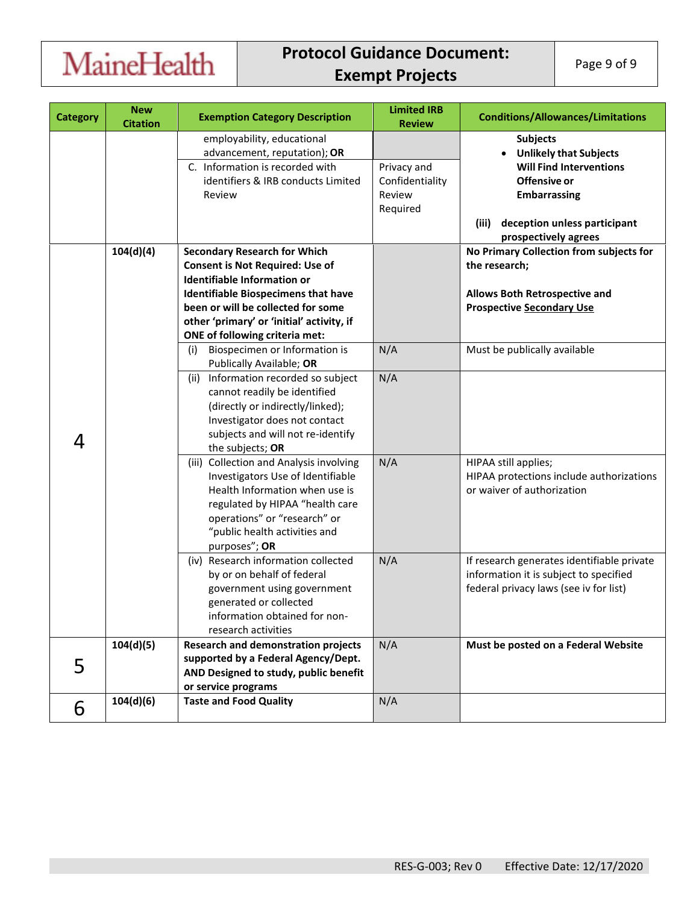| Category | New Citation | Exemption Category Description | Limited IRB Review | Conditions/Allowances/Limitations |
|---|---|---|---|---|
| | | employability, educational advancement, reputation); **OR** | | **Subjects**<br>• **Unlikely that Subjects Will Find Interventions Offensive or Embarrassing** |
| | | C. Information is recorded with identifiers & IRB conducts Limited Review | Privacy and Confidentiality Review Required | **(iii) deception unless participant prospectively agrees** |
| 4 | **104(d)(4)** | **Secondary Research for Which Consent is Not Required: Use of Identifiable Information or Identifiable Biospecimens that have been or will be collected for some other 'primary' or 'initial' activity, if ONE of following criteria met:** | | **No Primary Collection from subjects for the research;**<br><br>**Allows Both Retrospective and Prospective Secondary Use** |
| | | (i) Biospecimen or Information is Publically Available; **OR** | N/A | Must be publically available |
| | | (ii) Information recorded so subject cannot readily be identified (directly or indirectly/linked); Investigator does not contact subjects and will not re-identify the subjects; **OR** | N/A | |
| | | (iii) Collection and Analysis involving Investigators Use of Identifiable Health Information when use is regulated by HIPAA "health care operations" or "research" or "public health activities and purposes"; **OR** | N/A | HIPAA still applies;<br>HIPAA protections include authorizations or waiver of authorization |
| | | (iv) Research information collected by or on behalf of federal government using government generated or collected information obtained for non-research activities | N/A | If research generates identifiable private information it is subject to specified federal privacy laws (see iv for list) |
| 5 | **104(d)(5)** | **Research and demonstration projects supported by a Federal Agency/Dept. AND Designed to study, public benefit or service programs** | N/A | **Must be posted on a Federal Website** |
| 6 | **104(d)(6)** | **Taste and Food Quality** | N/A | |